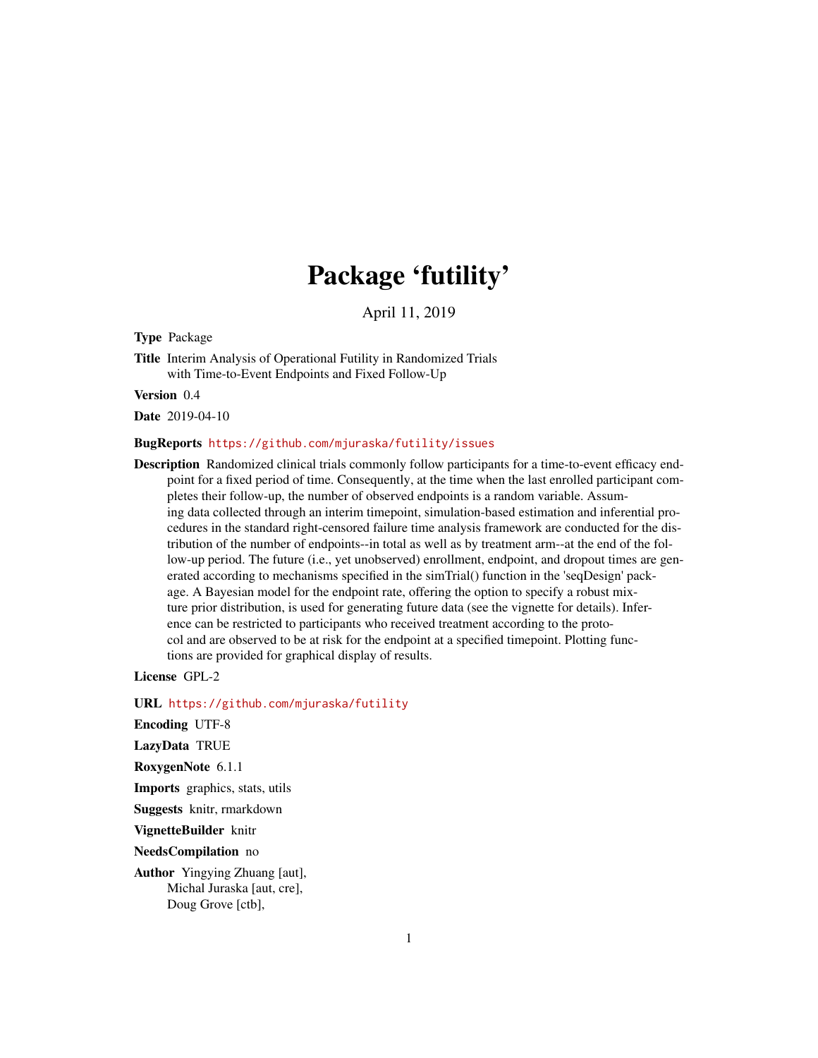# Package 'futility'

April 11, 2019

**Type** Package

**Title** Interim Analysis of Operational Futility in Randomized Trials with Time-to-Event Endpoints and Fixed Follow-Up

**Version** 0.4

**Date** 2019-04-10

**BugReports** https://github.com/mjuraska/futility/issues

**Description** Randomized clinical trials commonly follow participants for a time-to-event efficacy endpoint for a fixed period of time. Consequently, at the time when the last enrolled participant completes their follow-up, the number of observed endpoints is a random variable. Assuming data collected through an interim timepoint, simulation-based estimation and inferential procedures in the standard right-censored failure time analysis framework are conducted for the distribution of the number of endpoints--in total as well as by treatment arm--at the end of the follow-up period. The future (i.e., yet unobserved) enrollment, endpoint, and dropout times are generated according to mechanisms specified in the simTrial() function in the 'seqDesign' package. A Bayesian model for the endpoint rate, offering the option to specify a robust mixture prior distribution, is used for generating future data (see the vignette for details). Inference can be restricted to participants who received treatment according to the protocol and are observed to be at risk for the endpoint at a specified timepoint. Plotting functions are provided for graphical display of results.

**License** GPL-2

**URL** https://github.com/mjuraska/futility

**Encoding** UTF-8

**LazyData** TRUE

**RoxygenNote** 6.1.1

**Imports** graphics, stats, utils

**Suggests** knitr, rmarkdown

**VignetteBuilder** knitr

**NeedsCompilation** no

**Author** Yingying Zhuang [aut],
Michal Juraska [aut, cre],
Doug Grove [ctb],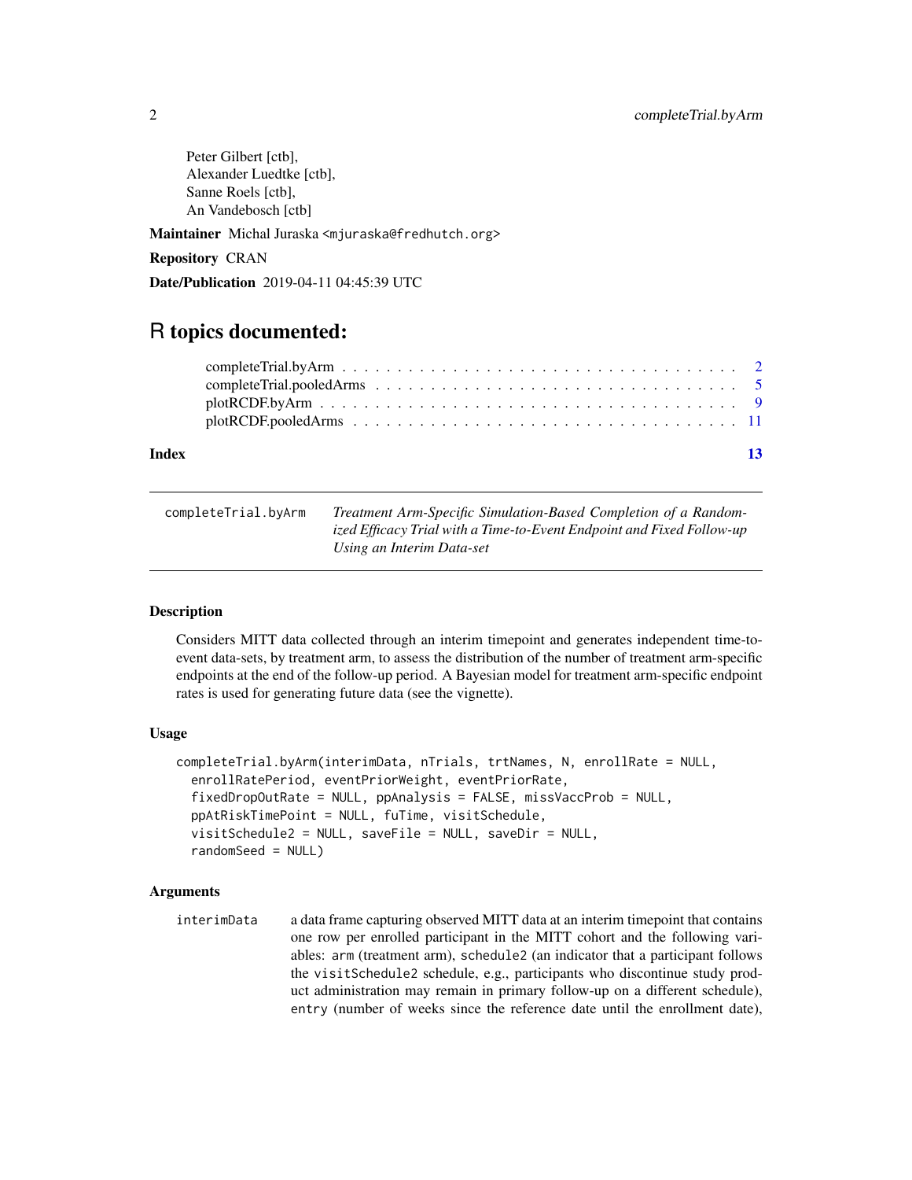Peter Gilbert [ctb],
Alexander Luedtke [ctb],
Sanne Roels [ctb],
An Vandebosch [ctb]

**Maintainer** Michal Juraska <mjuraska@fredhutch.org>

**Repository** CRAN

**Date/Publication** 2019-04-11 04:45:39 UTC

# R topics documented:

completeTrial.byArm . . . . . . . . . . . . . . . . . . . . . . . . . . . . . . . . . . . 2
completeTrial.pooledArms . . . . . . . . . . . . . . . . . . . . . . . . . . . . . . . 5
plotRCDF.byArm . . . . . . . . . . . . . . . . . . . . . . . . . . . . . . . . . . . . 9
plotRCDF.pooledArms . . . . . . . . . . . . . . . . . . . . . . . . . . . . . . . . . 11

**Index** 13

---

`completeTrial.byArm` *Treatment Arm-Specific Simulation-Based Completion of a Randomized Efficacy Trial with a Time-to-Event Endpoint and Fixed Follow-up Using an Interim Data-set*

---

### Description

Considers MITT data collected through an interim timepoint and generates independent time-to-event data-sets, by treatment arm, to assess the distribution of the number of treatment arm-specific endpoints at the end of the follow-up period. A Bayesian model for treatment arm-specific endpoint rates is used for generating future data (see the vignette).

### Usage

```
completeTrial.byArm(interimData, nTrials, trtNames, N, enrollRate = NULL,
  enrollRatePeriod, eventPriorWeight, eventPriorRate,
  fixedDropOutRate = NULL, ppAnalysis = FALSE, missVaccProb = NULL,
  ppAtRiskTimePoint = NULL, fuTime, visitSchedule,
  visitSchedule2 = NULL, saveFile = NULL, saveDir = NULL,
  randomSeed = NULL)
```

### Arguments

`interimData` a data frame capturing observed MITT data at an interim timepoint that contains one row per enrolled participant in the MITT cohort and the following variables: `arm` (treatment arm), `schedule2` (an indicator that a participant follows the `visitSchedule2` schedule, e.g., participants who discontinue study product administration may remain in primary follow-up on a different schedule), `entry` (number of weeks since the reference date until the enrollment date),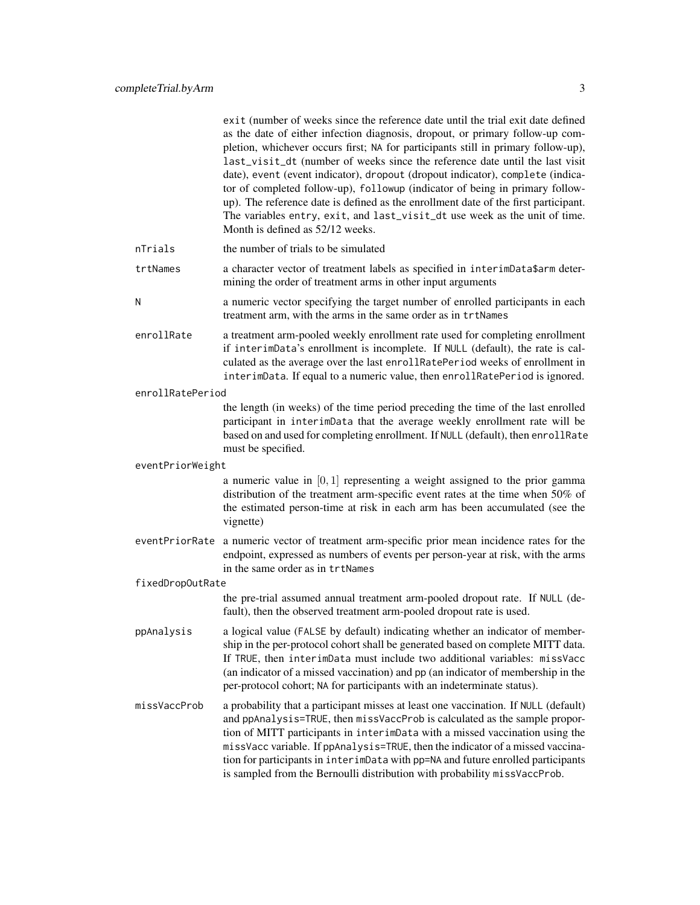exit (number of weeks since the reference date until the trial exit date defined as the date of either infection diagnosis, dropout, or primary follow-up completion, whichever occurs first; NA for participants still in primary follow-up), last_visit_dt (number of weeks since the reference date until the last visit date), event (event indicator), dropout (dropout indicator), complete (indicator of completed follow-up), followup (indicator of being in primary follow-up). The reference date is defined as the enrollment date of the first participant. The variables entry, exit, and last_visit_dt use week as the unit of time. Month is defined as 52/12 weeks.

nTrials
: the number of trials to be simulated

trtNames
: a character vector of treatment labels as specified in interimData$arm determining the order of treatment arms in other input arguments

N
: a numeric vector specifying the target number of enrolled participants in each treatment arm, with the arms in the same order as in trtNames

enrollRate
: a treatment arm-pooled weekly enrollment rate used for completing enrollment if interimData's enrollment is incomplete. If NULL (default), the rate is calculated as the average over the last enrollRatePeriod weeks of enrollment in interimData. If equal to a numeric value, then enrollRatePeriod is ignored.

enrollRatePeriod
: the length (in weeks) of the time period preceding the time of the last enrolled participant in interimData that the average weekly enrollment rate will be based on and used for completing enrollment. If NULL (default), then enrollRate must be specified.

eventPriorWeight
: a numeric value in $[0, 1]$ representing a weight assigned to the prior gamma distribution of the treatment arm-specific event rates at the time when 50% of the estimated person-time at risk in each arm has been accumulated (see the vignette)

eventPriorRate
: a numeric vector of treatment arm-specific prior mean incidence rates for the endpoint, expressed as numbers of events per person-year at risk, with the arms in the same order as in trtNames

fixedDropOutRate
: the pre-trial assumed annual treatment arm-pooled dropout rate. If NULL (default), then the observed treatment arm-pooled dropout rate is used.

ppAnalysis
: a logical value (FALSE by default) indicating whether an indicator of membership in the per-protocol cohort shall be generated based on complete MITT data. If TRUE, then interimData must include two additional variables: missVacc (an indicator of a missed vaccination) and pp (an indicator of membership in the per-protocol cohort; NA for participants with an indeterminate status).

missVaccProb
: a probability that a participant misses at least one vaccination. If NULL (default) and ppAnalysis=TRUE, then missVaccProb is calculated as the sample proportion of MITT participants in interimData with a missed vaccination using the missVacc variable. If ppAnalysis=TRUE, then the indicator of a missed vaccination for participants in interimData with pp=NA and future enrolled participants is sampled from the Bernoulli distribution with probability missVaccProb.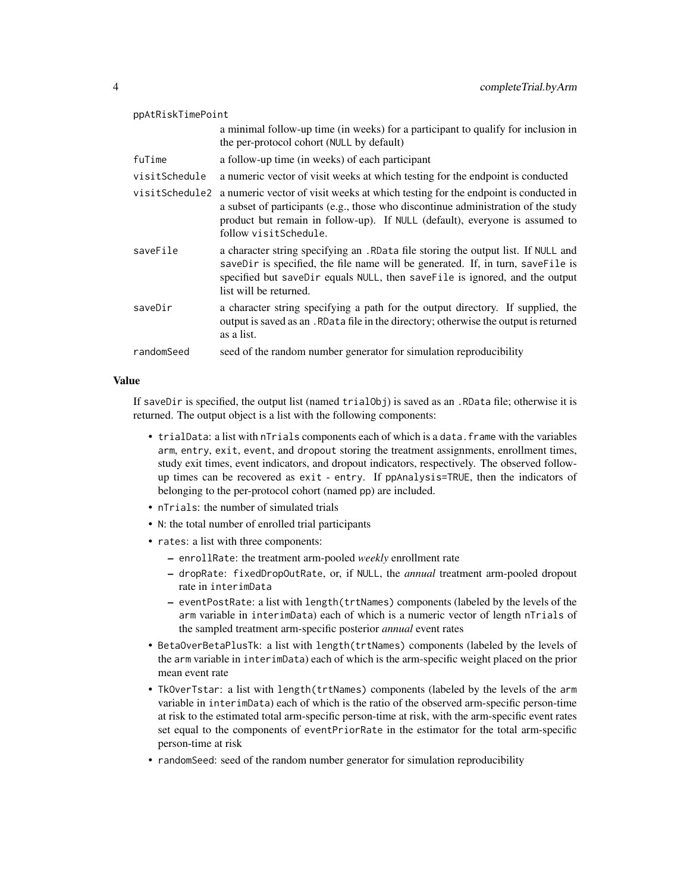ppAtRiskTimePoint
: a minimal follow-up time (in weeks) for a participant to qualify for inclusion in the per-protocol cohort (NULL by default)

fuTime
: a follow-up time (in weeks) of each participant

visitSchedule
: a numeric vector of visit weeks at which testing for the endpoint is conducted

visitSchedule2
: a numeric vector of visit weeks at which testing for the endpoint is conducted in a subset of participants (e.g., those who discontinue administration of the study product but remain in follow-up). If NULL (default), everyone is assumed to follow visitSchedule.

saveFile
: a character string specifying an .RData file storing the output list. If NULL and saveDir is specified, the file name will be generated. If, in turn, saveFile is specified but saveDir equals NULL, then saveFile is ignored, and the output list will be returned.

saveDir
: a character string specifying a path for the output directory. If supplied, the output is saved as an .RData file in the directory; otherwise the output is returned as a list.

randomSeed
: seed of the random number generator for simulation reproducibility

## Value

If saveDir is specified, the output list (named trialObj) is saved as an .RData file; otherwise it is returned. The output object is a list with the following components:

- trialData: a list with nTrials components each of which is a data.frame with the variables arm, entry, exit, event, and dropout storing the treatment assignments, enrollment times, study exit times, event indicators, and dropout indicators, respectively. The observed follow-up times can be recovered as exit - entry. If ppAnalysis=TRUE, then the indicators of belonging to the per-protocol cohort (named pp) are included.
- nTrials: the number of simulated trials
- N: the total number of enrolled trial participants
- rates: a list with three components:
  - enrollRate: the treatment arm-pooled *weekly* enrollment rate
  - dropRate: fixedDropOutRate, or, if NULL, the *annual* treatment arm-pooled dropout rate in interimData
  - eventPostRate: a list with length(trtNames) components (labeled by the levels of the arm variable in interimData) each of which is a numeric vector of length nTrials of the sampled treatment arm-specific posterior *annual* event rates
- BetaOverBetaPlusTk: a list with length(trtNames) components (labeled by the levels of the arm variable in interimData) each of which is the arm-specific weight placed on the prior mean event rate
- TkOverTstar: a list with length(trtNames) components (labeled by the levels of the arm variable in interimData) each of which is the ratio of the observed arm-specific person-time at risk to the estimated total arm-specific person-time at risk, with the arm-specific event rates set equal to the components of eventPriorRate in the estimator for the total arm-specific person-time at risk
- randomSeed: seed of the random number generator for simulation reproducibility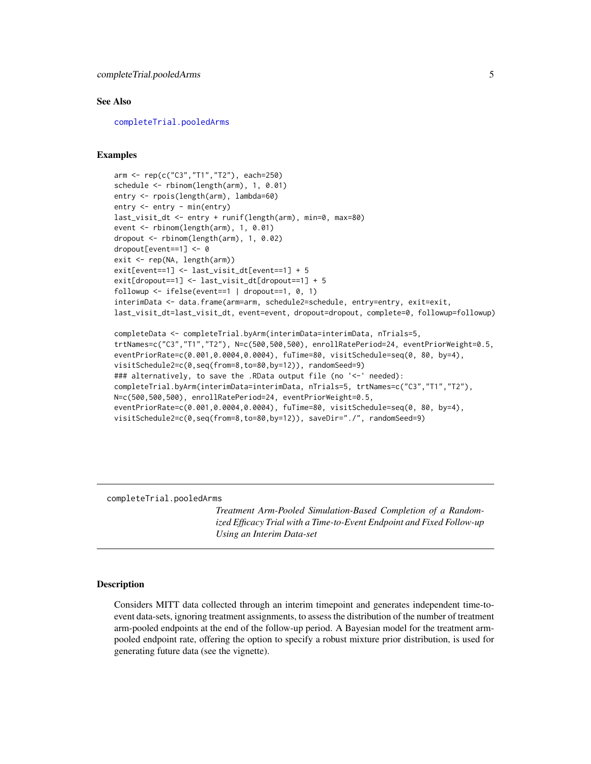## See Also

completeTrial.pooledArms

## Examples

```
arm <- rep(c("C3","T1","T2"), each=250)
schedule <- rbinom(length(arm), 1, 0.01)
entry <- rpois(length(arm), lambda=60)
entry <- entry - min(entry)
last_visit_dt <- entry + runif(length(arm), min=0, max=80)
event <- rbinom(length(arm), 1, 0.01)
dropout <- rbinom(length(arm), 1, 0.02)
dropout[event==1] <- 0
exit <- rep(NA, length(arm))
exit[event==1] <- last_visit_dt[event==1] + 5
exit[dropout==1] <- last_visit_dt[dropout==1] + 5
followup <- ifelse(event==1 | dropout==1, 0, 1)
interimData <- data.frame(arm=arm, schedule2=schedule, entry=entry, exit=exit,
last_visit_dt=last_visit_dt, event=event, dropout=dropout, complete=0, followup=followup)

completeData <- completeTrial.byArm(interimData=interimData, nTrials=5,
trtNames=c("C3","T1","T2"), N=c(500,500,500), enrollRatePeriod=24, eventPriorWeight=0.5,
eventPriorRate=c(0.001,0.0004,0.0004), fuTime=80, visitSchedule=seq(0, 80, by=4),
visitSchedule2=c(0,seq(from=8,to=80,by=12)), randomSeed=9)
### alternatively, to save the .RData output file (no '<-' needed):
completeTrial.byArm(interimData=interimData, nTrials=5, trtNames=c("C3","T1","T2"),
N=c(500,500,500), enrollRatePeriod=24, eventPriorWeight=0.5,
eventPriorRate=c(0.001,0.0004,0.0004), fuTime=80, visitSchedule=seq(0, 80, by=4),
visitSchedule2=c(0,seq(from=8,to=80,by=12)), saveDir="./", randomSeed=9)
```

---

# completeTrial.pooledArms

*Treatment Arm-Pooled Simulation-Based Completion of a Randomized Efficacy Trial with a Time-to-Event Endpoint and Fixed Follow-up Using an Interim Data-set*

---

## Description

Considers MITT data collected through an interim timepoint and generates independent time-to-event data-sets, ignoring treatment assignments, to assess the distribution of the number of treatment arm-pooled endpoints at the end of the follow-up period. A Bayesian model for the treatment arm-pooled endpoint rate, offering the option to specify a robust mixture prior distribution, is used for generating future data (see the vignette).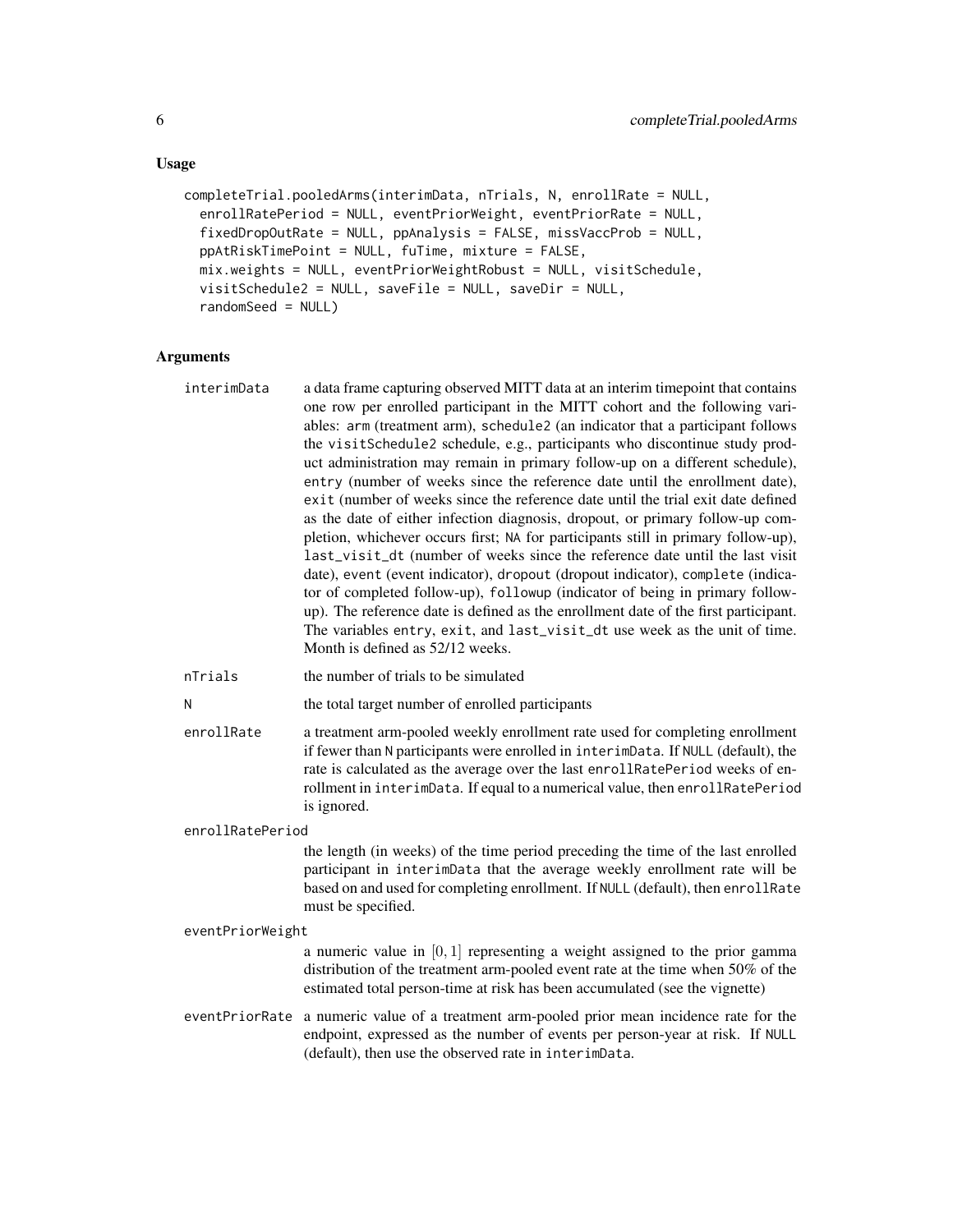## Usage

```
completeTrial.pooledArms(interimData, nTrials, N, enrollRate = NULL,
  enrollRatePeriod = NULL, eventPriorWeight, eventPriorRate = NULL,
  fixedDropOutRate = NULL, ppAnalysis = FALSE, missVaccProb = NULL,
  ppAtRiskTimePoint = NULL, fuTime, mixture = FALSE,
  mix.weights = NULL, eventPriorWeightRobust = NULL, visitSchedule,
  visitSchedule2 = NULL, saveFile = NULL, saveDir = NULL,
  randomSeed = NULL)
```

## Arguments

`interimData` — a data frame capturing observed MITT data at an interim timepoint that contains one row per enrolled participant in the MITT cohort and the following variables: `arm` (treatment arm), `schedule2` (an indicator that a participant follows the `visitSchedule2` schedule, e.g., participants who discontinue study product administration may remain in primary follow-up on a different schedule), `entry` (number of weeks since the reference date until the enrollment date), `exit` (number of weeks since the reference date until the trial exit date defined as the date of either infection diagnosis, dropout, or primary follow-up completion, whichever occurs first; `NA` for participants still in primary follow-up), `last_visit_dt` (number of weeks since the reference date until the last visit date), `event` (event indicator), `dropout` (dropout indicator), `complete` (indicator of completed follow-up), `followup` (indicator of being in primary follow-up). The reference date is defined as the enrollment date of the first participant. The variables `entry`, `exit`, and `last_visit_dt` use week as the unit of time. Month is defined as 52/12 weeks.

`nTrials` — the number of trials to be simulated

`N` — the total target number of enrolled participants

`enrollRate` — a treatment arm-pooled weekly enrollment rate used for completing enrollment if fewer than `N` participants were enrolled in `interimData`. If `NULL` (default), the rate is calculated as the average over the last `enrollRatePeriod` weeks of enrollment in `interimData`. If equal to a numerical value, then `enrollRatePeriod` is ignored.

`enrollRatePeriod` — the length (in weeks) of the time period preceding the time of the last enrolled participant in `interimData` that the average weekly enrollment rate will be based on and used for completing enrollment. If `NULL` (default), then `enrollRate` must be specified.

`eventPriorWeight` — a numeric value in $[0, 1]$ representing a weight assigned to the prior gamma distribution of the treatment arm-pooled event rate at the time when 50% of the estimated total person-time at risk has been accumulated (see the vignette)

`eventPriorRate` — a numeric value of a treatment arm-pooled prior mean incidence rate for the endpoint, expressed as the number of events per person-year at risk. If `NULL` (default), then use the observed rate in `interimData`.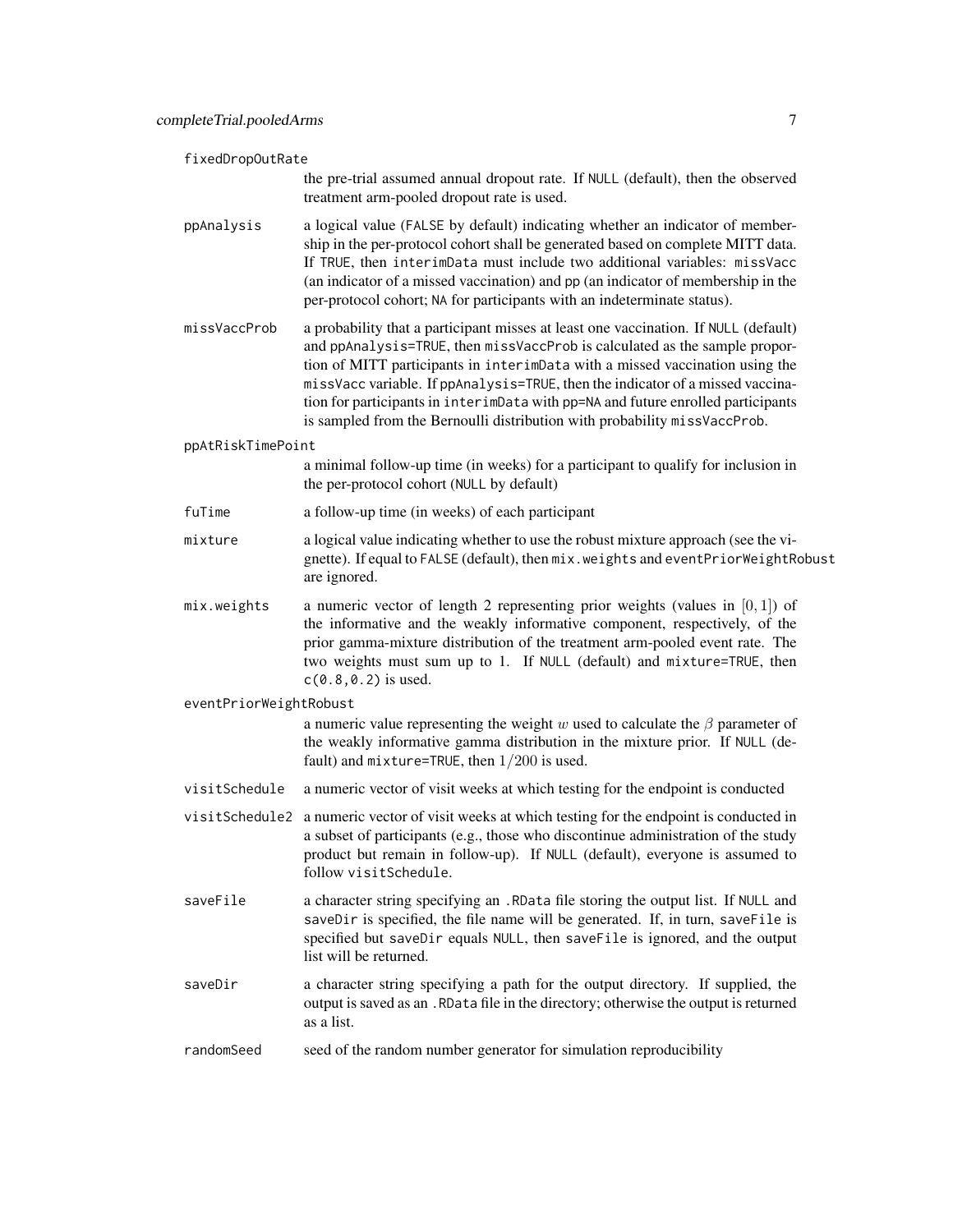`fixedDropOutRate`
: the pre-trial assumed annual dropout rate. If `NULL` (default), then the observed treatment arm-pooled dropout rate is used.

`ppAnalysis`
: a logical value (`FALSE` by default) indicating whether an indicator of membership in the per-protocol cohort shall be generated based on complete MITT data. If `TRUE`, then `interimData` must include two additional variables: `missVacc` (an indicator of a missed vaccination) and `pp` (an indicator of membership in the per-protocol cohort; `NA` for participants with an indeterminate status).

`missVaccProb`
: a probability that a participant misses at least one vaccination. If `NULL` (default) and `ppAnalysis=TRUE`, then `missVaccProb` is calculated as the sample proportion of MITT participants in `interimData` with a missed vaccination using the `missVacc` variable. If `ppAnalysis=TRUE`, then the indicator of a missed vaccination for participants in `interimData` with `pp=NA` and future enrolled participants is sampled from the Bernoulli distribution with probability `missVaccProb`.

`ppAtRiskTimePoint`
: a minimal follow-up time (in weeks) for a participant to qualify for inclusion in the per-protocol cohort (`NULL` by default)

`fuTime`
: a follow-up time (in weeks) of each participant

`mixture`
: a logical value indicating whether to use the robust mixture approach (see the vignette). If equal to `FALSE` (default), then `mix.weights` and `eventPriorWeightRobust` are ignored.

`mix.weights`
: a numeric vector of length 2 representing prior weights (values in $[0, 1]$) of the informative and the weakly informative component, respectively, of the prior gamma-mixture distribution of the treatment arm-pooled event rate. The two weights must sum up to 1. If `NULL` (default) and `mixture=TRUE`, then `c(0.8,0.2)` is used.

`eventPriorWeightRobust`
: a numeric value representing the weight $w$ used to calculate the $\beta$ parameter of the weakly informative gamma distribution in the mixture prior. If `NULL` (default) and `mixture=TRUE`, then $1/200$ is used.

`visitSchedule`
: a numeric vector of visit weeks at which testing for the endpoint is conducted

`visitSchedule2`
: a numeric vector of visit weeks at which testing for the endpoint is conducted in a subset of participants (e.g., those who discontinue administration of the study product but remain in follow-up). If `NULL` (default), everyone is assumed to follow `visitSchedule`.

`saveFile`
: a character string specifying an `.RData` file storing the output list. If `NULL` and `saveDir` is specified, the file name will be generated. If, in turn, `saveFile` is specified but `saveDir` equals `NULL`, then `saveFile` is ignored, and the output list will be returned.

`saveDir`
: a character string specifying a path for the output directory. If supplied, the output is saved as an `.RData` file in the directory; otherwise the output is returned as a list.

`randomSeed`
: seed of the random number generator for simulation reproducibility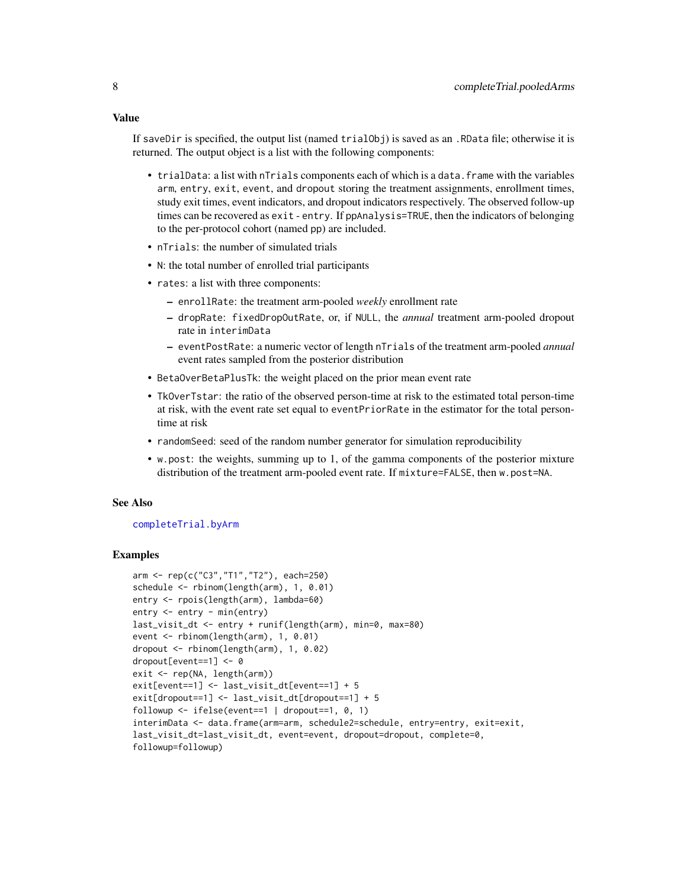## Value

If `saveDir` is specified, the output list (named `trialObj`) is saved as an `.RData` file; otherwise it is returned. The output object is a list with the following components:

- `trialData`: a list with `nTrials` components each of which is a `data.frame` with the variables `arm`, `entry`, `exit`, `event`, and `dropout` storing the treatment assignments, enrollment times, study exit times, event indicators, and dropout indicators respectively. The observed follow-up times can be recovered as `exit - entry`. If `ppAnalysis=TRUE`, then the indicators of belonging to the per-protocol cohort (named `pp`) are included.
- `nTrials`: the number of simulated trials
- `N`: the total number of enrolled trial participants
- `rates`: a list with three components:
  - `enrollRate`: the treatment arm-pooled *weekly* enrollment rate
  - `dropRate`: `fixedDropOutRate`, or, if `NULL`, the *annual* treatment arm-pooled dropout rate in `interimData`
  - `eventPostRate`: a numeric vector of length `nTrials` of the treatment arm-pooled *annual* event rates sampled from the posterior distribution
- `BetaOverBetaPlusTk`: the weight placed on the prior mean event rate
- `TkOverTstar`: the ratio of the observed person-time at risk to the estimated total person-time at risk, with the event rate set equal to `eventPriorRate` in the estimator for the total person-time at risk
- `randomSeed`: seed of the random number generator for simulation reproducibility
- `w.post`: the weights, summing up to 1, of the gamma components of the posterior mixture distribution of the treatment arm-pooled event rate. If `mixture=FALSE`, then `w.post=NA`.

## See Also

`completeTrial.byArm`

## Examples

```
arm <- rep(c("C3","T1","T2"), each=250)
schedule <- rbinom(length(arm), 1, 0.01)
entry <- rpois(length(arm), lambda=60)
entry <- entry - min(entry)
last_visit_dt <- entry + runif(length(arm), min=0, max=80)
event <- rbinom(length(arm), 1, 0.01)
dropout <- rbinom(length(arm), 1, 0.02)
dropout[event==1] <- 0
exit <- rep(NA, length(arm))
exit[event==1] <- last_visit_dt[event==1] + 5
exit[dropout==1] <- last_visit_dt[dropout==1] + 5
followup <- ifelse(event==1 | dropout==1, 0, 1)
interimData <- data.frame(arm=arm, schedule2=schedule, entry=entry, exit=exit,
last_visit_dt=last_visit_dt, event=event, dropout=dropout, complete=0,
followup=followup)
```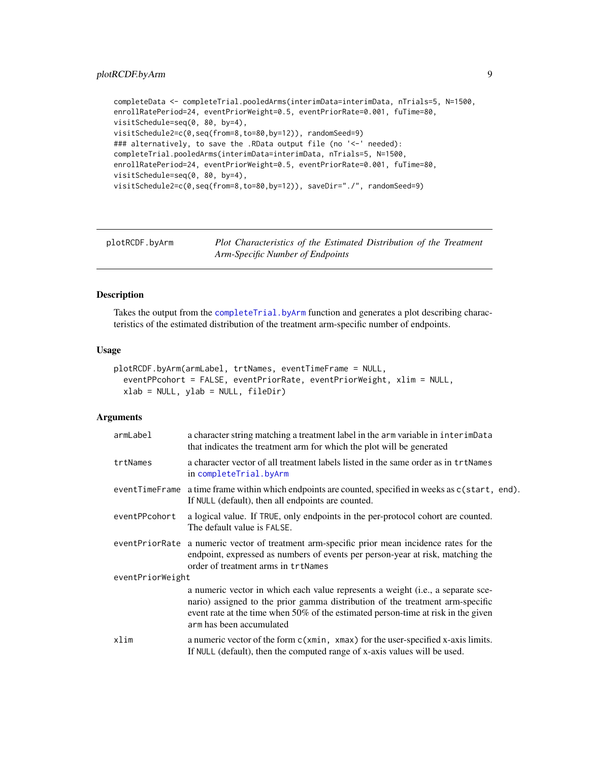```
completeData <- completeTrial.pooledArms(interimData=interimData, nTrials=5, N=1500,
enrollRatePeriod=24, eventPriorWeight=0.5, eventPriorRate=0.001, fuTime=80,
visitSchedule=seq(0, 80, by=4),
visitSchedule2=c(0,seq(from=8,to=80,by=12)), randomSeed=9)
### alternatively, to save the .RData output file (no '<-' needed):
completeTrial.pooledArms(interimData=interimData, nTrials=5, N=1500,
enrollRatePeriod=24, eventPriorWeight=0.5, eventPriorRate=0.001, fuTime=80,
visitSchedule=seq(0, 80, by=4),
visitSchedule2=c(0,seq(from=8,to=80,by=12)), saveDir="./", randomSeed=9)
```

## plotRCDF.byArm — *Plot Characteristics of the Estimated Distribution of the Treatment Arm-Specific Number of Endpoints*

### Description

Takes the output from the completeTrial.byArm function and generates a plot describing characteristics of the estimated distribution of the treatment arm-specific number of endpoints.

### Usage

```
plotRCDF.byArm(armLabel, trtNames, eventTimeFrame = NULL,
  eventPPcohort = FALSE, eventPriorRate, eventPriorWeight, xlim = NULL,
  xlab = NULL, ylab = NULL, fileDir)
```

### Arguments

| Argument | Description |
|---|---|
| armLabel | a character string matching a treatment label in the arm variable in interimData that indicates the treatment arm for which the plot will be generated |
| trtNames | a character vector of all treatment labels listed in the same order as in trtNames in completeTrial.byArm |
| eventTimeFrame | a time frame within which endpoints are counted, specified in weeks as c(start, end). If NULL (default), then all endpoints are counted. |
| eventPPcohort | a logical value. If TRUE, only endpoints in the per-protocol cohort are counted. The default value is FALSE. |
| eventPriorRate | a numeric vector of treatment arm-specific prior mean incidence rates for the endpoint, expressed as numbers of events per person-year at risk, matching the order of treatment arms in trtNames |
| eventPriorWeight | a numeric vector in which each value represents a weight (i.e., a separate scenario) assigned to the prior gamma distribution of the treatment arm-specific event rate at the time when 50% of the estimated person-time at risk in the given arm has been accumulated |
| xlim | a numeric vector of the form c(xmin, xmax) for the user-specified x-axis limits. If NULL (default), then the computed range of x-axis values will be used. |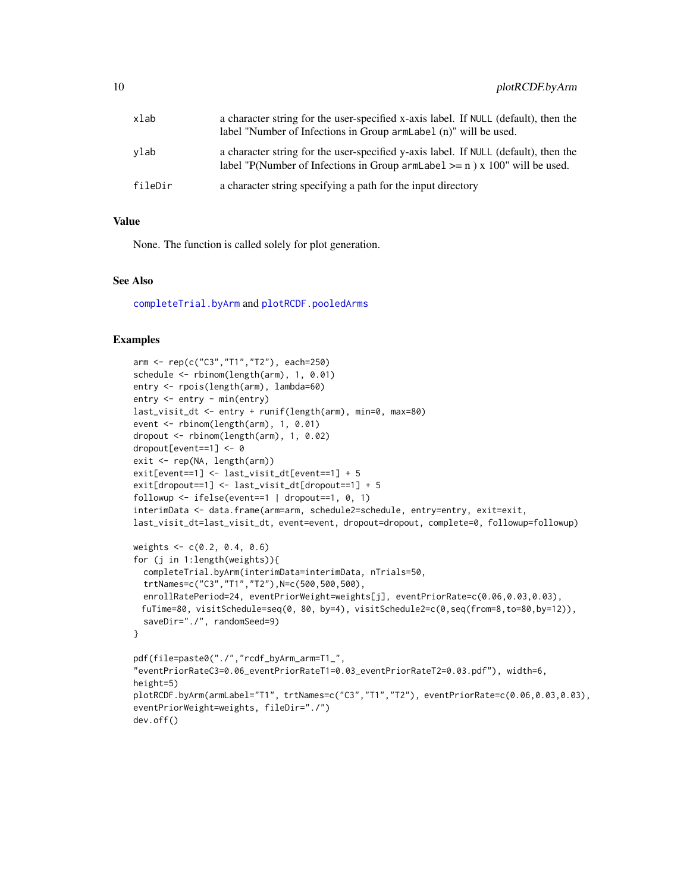| | |
|---|---|
| xlab | a character string for the user-specified x-axis label. If NULL (default), then the label "Number of Infections in Group armLabel (n)" will be used. |
| ylab | a character string for the user-specified y-axis label. If NULL (default), then the label "P(Number of Infections in Group armLabel >= n ) x 100" will be used. |
| fileDir | a character string specifying a path for the input directory |

## Value

None. The function is called solely for plot generation.

## See Also

completeTrial.byArm and plotRCDF.pooledArms

## Examples

```
arm <- rep(c("C3","T1","T2"), each=250)
schedule <- rbinom(length(arm), 1, 0.01)
entry <- rpois(length(arm), lambda=60)
entry <- entry - min(entry)
last_visit_dt <- entry + runif(length(arm), min=0, max=80)
event <- rbinom(length(arm), 1, 0.01)
dropout <- rbinom(length(arm), 1, 0.02)
dropout[event==1] <- 0
exit <- rep(NA, length(arm))
exit[event==1] <- last_visit_dt[event==1] + 5
exit[dropout==1] <- last_visit_dt[dropout==1] + 5
followup <- ifelse(event==1 | dropout==1, 0, 1)
interimData <- data.frame(arm=arm, schedule2=schedule, entry=entry, exit=exit,
last_visit_dt=last_visit_dt, event=event, dropout=dropout, complete=0, followup=followup)

weights <- c(0.2, 0.4, 0.6)
for (j in 1:length(weights)){
  completeTrial.byArm(interimData=interimData, nTrials=50,
  trtNames=c("C3","T1","T2"),N=c(500,500,500),
  enrollRatePeriod=24, eventPriorWeight=weights[j], eventPriorRate=c(0.06,0.03,0.03),
 fuTime=80, visitSchedule=seq(0, 80, by=4), visitSchedule2=c(0,seq(from=8,to=80,by=12)),
  saveDir="./", randomSeed=9)
}

pdf(file=paste0("./","rcdf_byArm_arm=T1_",
"eventPriorRateC3=0.06_eventPriorRateT1=0.03_eventPriorRateT2=0.03.pdf"), width=6,
height=5)
plotRCDF.byArm(armLabel="T1", trtNames=c("C3","T1","T2"), eventPriorRate=c(0.06,0.03,0.03),
eventPriorWeight=weights, fileDir="./")
dev.off()
```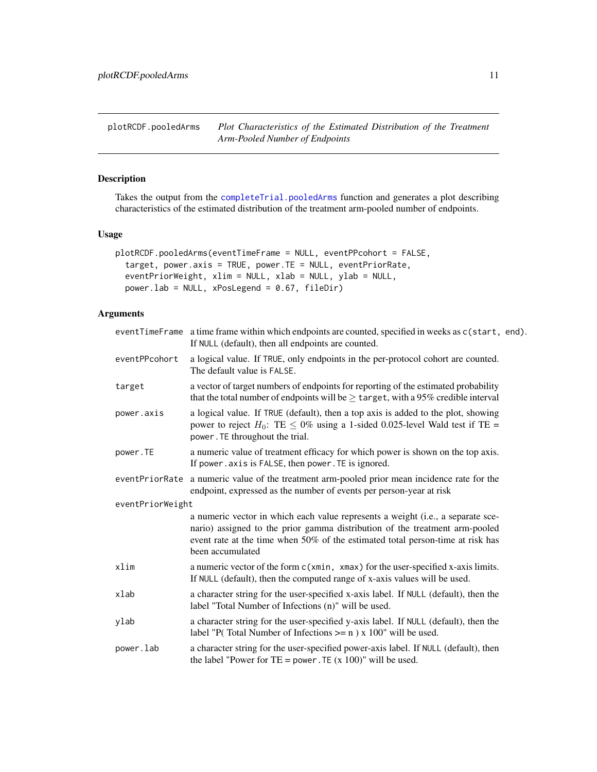## plotRCDF.pooledArms — *Plot Characteristics of the Estimated Distribution of the Treatment Arm-Pooled Number of Endpoints*

### Description

Takes the output from the completeTrial.pooledArms function and generates a plot describing characteristics of the estimated distribution of the treatment arm-pooled number of endpoints.

### Usage

```
plotRCDF.pooledArms(eventTimeFrame = NULL, eventPPcohort = FALSE,
  target, power.axis = TRUE, power.TE = NULL, eventPriorRate,
  eventPriorWeight, xlim = NULL, xlab = NULL, ylab = NULL,
  power.lab = NULL, xPosLegend = 0.67, fileDir)
```

### Arguments

| Argument | Description |
|---|---|
| eventTimeFrame | a time frame within which endpoints are counted, specified in weeks as c(start, end). If NULL (default), then all endpoints are counted. |
| eventPPcohort | a logical value. If TRUE, only endpoints in the per-protocol cohort are counted. The default value is FALSE. |
| target | a vector of target numbers of endpoints for reporting of the estimated probability that the total number of endpoints will be $\geq$ target, with a 95% credible interval |
| power.axis | a logical value. If TRUE (default), then a top axis is added to the plot, showing power to reject $H_0$: TE $\leq 0\%$ using a 1-sided 0.025-level Wald test if TE = power.TE throughout the trial. |
| power.TE | a numeric value of treatment efficacy for which power is shown on the top axis. If power.axis is FALSE, then power.TE is ignored. |
| eventPriorRate | a numeric value of the treatment arm-pooled prior mean incidence rate for the endpoint, expressed as the number of events per person-year at risk |
| eventPriorWeight | a numeric vector in which each value represents a weight (i.e., a separate scenario) assigned to the prior gamma distribution of the treatment arm-pooled event rate at the time when 50% of the estimated total person-time at risk has been accumulated |
| xlim | a numeric vector of the form c(xmin, xmax) for the user-specified x-axis limits. If NULL (default), then the computed range of x-axis values will be used. |
| xlab | a character string for the user-specified x-axis label. If NULL (default), then the label "Total Number of Infections (n)" will be used. |
| ylab | a character string for the user-specified y-axis label. If NULL (default), then the label "P( Total Number of Infections >= n ) x 100" will be used. |
| power.lab | a character string for the user-specified power-axis label. If NULL (default), then the label "Power for TE = power.TE (x 100)" will be used. |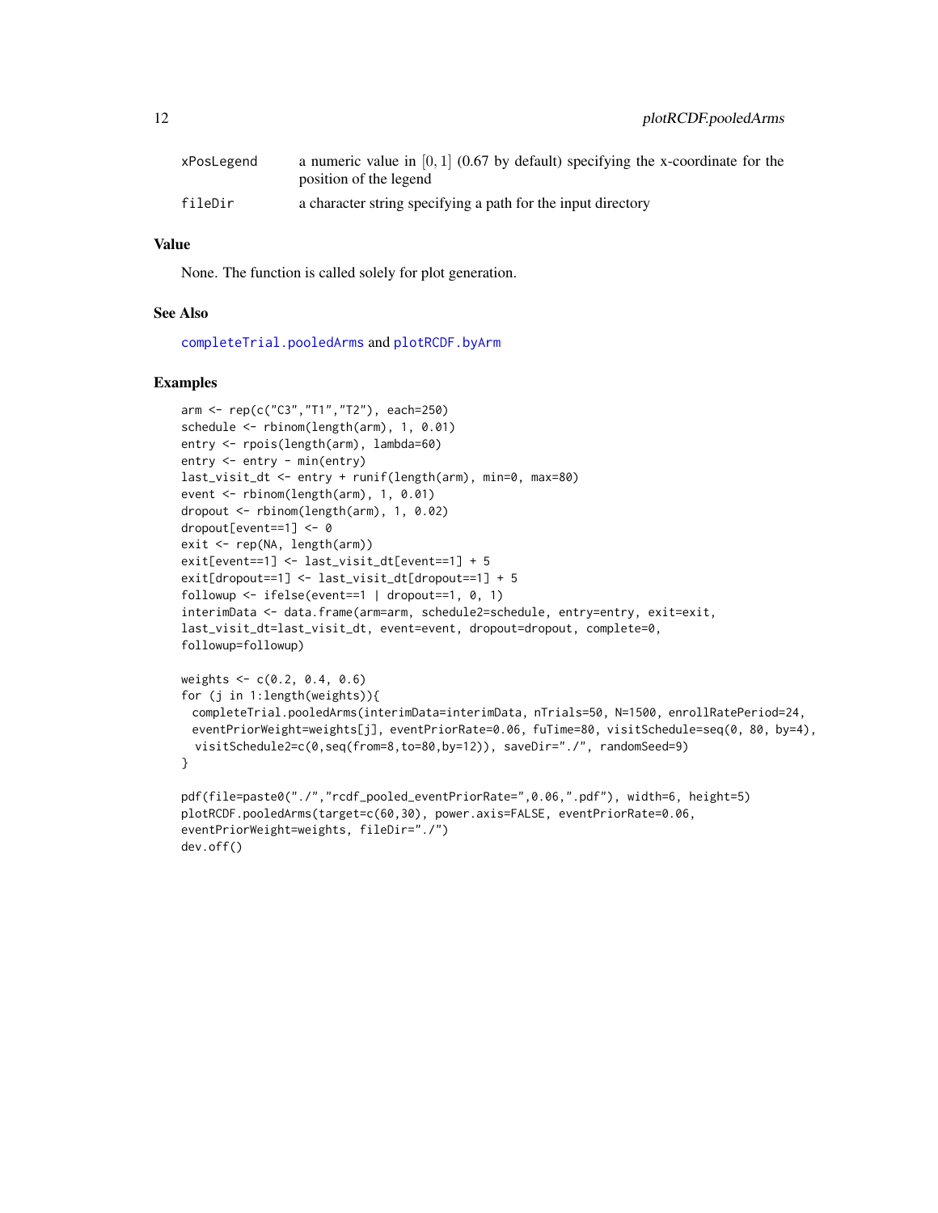| | |
|---|---|
| xPosLegend | a numeric value in $[0, 1]$ (0.67 by default) specifying the x-coordinate for the position of the legend |
| fileDir | a character string specifying a path for the input directory |

## Value

None. The function is called solely for plot generation.

## See Also

completeTrial.pooledArms and plotRCDF.byArm

## Examples

```
arm <- rep(c("C3","T1","T2"), each=250)
schedule <- rbinom(length(arm), 1, 0.01)
entry <- rpois(length(arm), lambda=60)
entry <- entry - min(entry)
last_visit_dt <- entry + runif(length(arm), min=0, max=80)
event <- rbinom(length(arm), 1, 0.01)
dropout <- rbinom(length(arm), 1, 0.02)
dropout[event==1] <- 0
exit <- rep(NA, length(arm))
exit[event==1] <- last_visit_dt[event==1] + 5
exit[dropout==1] <- last_visit_dt[dropout==1] + 5
followup <- ifelse(event==1 | dropout==1, 0, 1)
interimData <- data.frame(arm=arm, schedule2=schedule, entry=entry, exit=exit,
last_visit_dt=last_visit_dt, event=event, dropout=dropout, complete=0,
followup=followup)

weights <- c(0.2, 0.4, 0.6)
for (j in 1:length(weights)){
  completeTrial.pooledArms(interimData=interimData, nTrials=50, N=1500, enrollRatePeriod=24,
  eventPriorWeight=weights[j], eventPriorRate=0.06, fuTime=80, visitSchedule=seq(0, 80, by=4),
   visitSchedule2=c(0,seq(from=8,to=80,by=12)), saveDir="./", randomSeed=9)
}

pdf(file=paste0("./","rcdf_pooled_eventPriorRate=",0.06,".pdf"), width=6, height=5)
plotRCDF.pooledArms(target=c(60,30), power.axis=FALSE, eventPriorRate=0.06,
eventPriorWeight=weights, fileDir="./")
dev.off()
```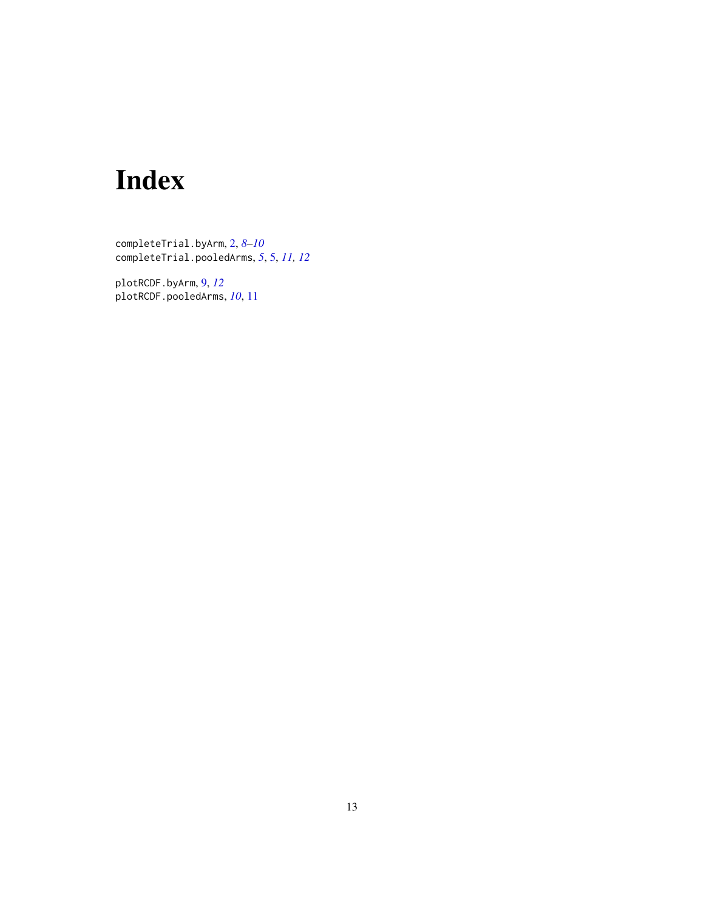# Index

completeTrial.byArm, 2, *8–10*
completeTrial.pooledArms, *5*, 5, *11, 12*

plotRCDF.byArm, 9, *12*
plotRCDF.pooledArms, *10*, 11